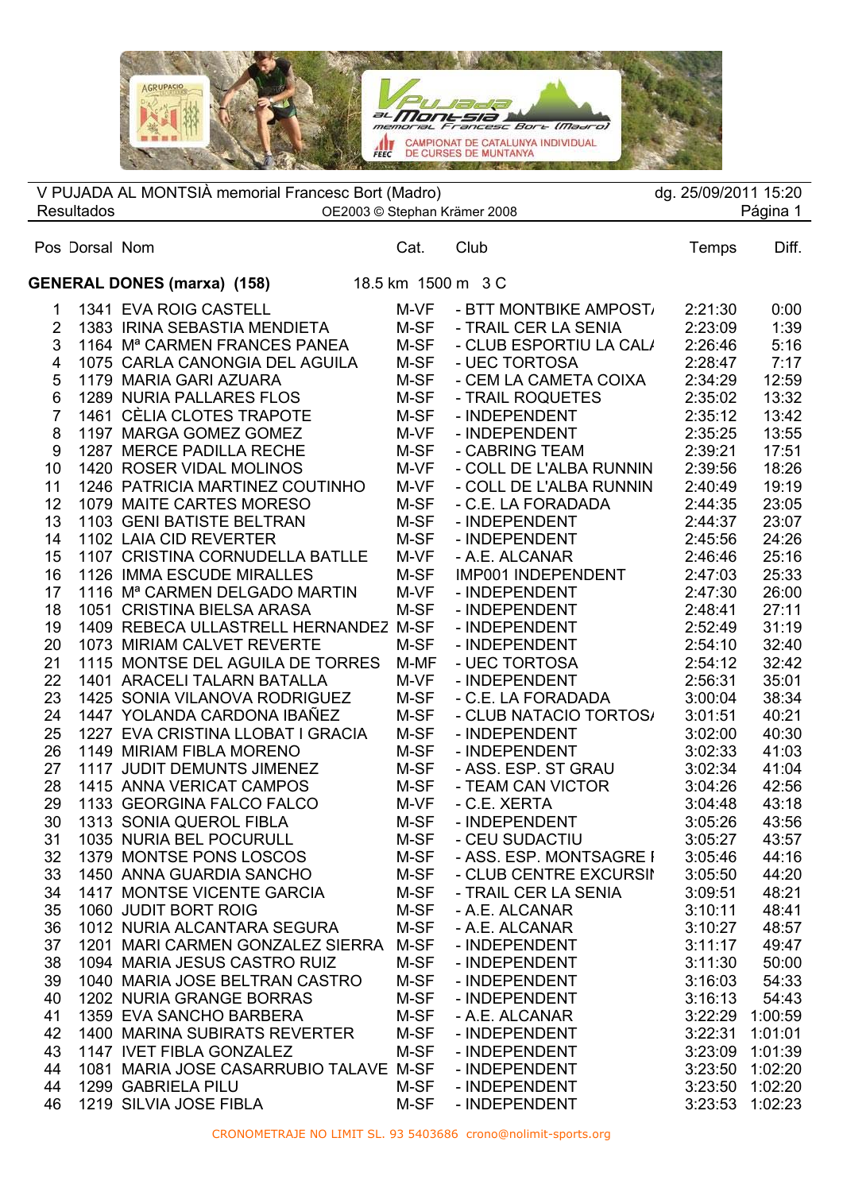V PUJADA AL MONTSIÀ memorial Francesc Bort (Madro) — dg. 25/09/2011 15:20

Resultados — OE2003 © Stephan Krämer 2008

## GENERAL DONES (marxa) (158) — 18.5 km 1500 m 3 C

| Pos | Dorsal | Nom | Cat. | Club | Temps | Diff. |
|---|---|---|---|---|---|---|
| 1 | 1341 | EVA ROIG CASTELL | M-VF | - BTT MONTBIKE AMPOST/ | 2:21:30 | 0:00 |
| 2 | 1383 | IRINA SEBASTIA MENDIETA | M-SF | - TRAIL CER LA SENIA | 2:23:09 | 1:39 |
| 3 | 1164 | Mª CARMEN FRANCES PANEA | M-SF | - CLUB ESPORTIU LA CAL/ | 2:26:46 | 5:16 |
| 4 | 1075 | CARLA CANONGIA DEL AGUILA | M-SF | - UEC TORTOSA | 2:28:47 | 7:17 |
| 5 | 1179 | MARIA GARI AZUARA | M-SF | - CEM LA CAMETA COIXA | 2:34:29 | 12:59 |
| 6 | 1289 | NURIA PALLARES FLOS | M-SF | - TRAIL ROQUETES | 2:35:02 | 13:32 |
| 7 | 1461 | CÈLIA CLOTES TRAPOTE | M-SF | - INDEPENDENT | 2:35:12 | 13:42 |
| 8 | 1197 | MARGA GOMEZ GOMEZ | M-VF | - INDEPENDENT | 2:35:25 | 13:55 |
| 9 | 1287 | MERCE PADILLA RECHE | M-SF | - CABRING TEAM | 2:39:21 | 17:51 |
| 10 | 1420 | ROSER VIDAL MOLINOS | M-VF | - COLL DE L'ALBA RUNNIN | 2:39:56 | 18:26 |
| 11 | 1246 | PATRICIA MARTINEZ COUTINHO | M-VF | - COLL DE L'ALBA RUNNIN | 2:40:49 | 19:19 |
| 12 | 1079 | MAITE CARTES MORESO | M-SF | - C.E. LA FORADADA | 2:44:35 | 23:05 |
| 13 | 1103 | GENI BATISTE BELTRAN | M-SF | - INDEPENDENT | 2:44:37 | 23:07 |
| 14 | 1102 | LAIA CID REVERTER | M-SF | - INDEPENDENT | 2:45:56 | 24:26 |
| 15 | 1107 | CRISTINA CORNUDELLA BATLLE | M-VF | - A.E. ALCANAR | 2:46:46 | 25:16 |
| 16 | 1126 | IMMA ESCUDE MIRALLES | M-SF | IMP001 INDEPENDENT | 2:47:03 | 25:33 |
| 17 | 1116 | Mª CARMEN DELGADO MARTIN | M-VF | - INDEPENDENT | 2:47:30 | 26:00 |
| 18 | 1051 | CRISTINA BIELSA ARASA | M-SF | - INDEPENDENT | 2:48:41 | 27:11 |
| 19 | 1409 | REBECA ULLASTRELL HERNANDEZ | M-SF | - INDEPENDENT | 2:52:49 | 31:19 |
| 20 | 1073 | MIRIAM CALVET REVERTE | M-SF | - INDEPENDENT | 2:54:10 | 32:40 |
| 21 | 1115 | MONTSE DEL AGUILA DE TORRES | M-MF | - UEC TORTOSA | 2:54:12 | 32:42 |
| 22 | 1401 | ARACELI TALARN BATALLA | M-VF | - INDEPENDENT | 2:56:31 | 35:01 |
| 23 | 1425 | SONIA VILANOVA RODRIGUEZ | M-SF | - C.E. LA FORADADA | 3:00:04 | 38:34 |
| 24 | 1447 | YOLANDA CARDONA IBAÑEZ | M-SF | - CLUB NATACIO TORTOS/ | 3:01:51 | 40:21 |
| 25 | 1227 | EVA CRISTINA LLOBAT I GRACIA | M-SF | - INDEPENDENT | 3:02:00 | 40:30 |
| 26 | 1149 | MIRIAM FIBLA MORENO | M-SF | - INDEPENDENT | 3:02:33 | 41:03 |
| 27 | 1117 | JUDIT DEMUNTS JIMENEZ | M-SF | - ASS. ESP. ST GRAU | 3:02:34 | 41:04 |
| 28 | 1415 | ANNA VERICAT CAMPOS | M-SF | - TEAM CAN VICTOR | 3:04:26 | 42:56 |
| 29 | 1133 | GEORGINA FALCO FALCO | M-VF | - C.E. XERTA | 3:04:48 | 43:18 |
| 30 | 1313 | SONIA QUEROL FIBLA | M-SF | - INDEPENDENT | 3:05:26 | 43:56 |
| 31 | 1035 | NURIA BEL POCURULL | M-SF | - CEU SUDACTIU | 3:05:27 | 43:57 |
| 32 | 1379 | MONTSE PONS LOSCOS | M-SF | - ASS. ESP. MONTSAGRE I | 3:05:46 | 44:16 |
| 33 | 1450 | ANNA GUARDIA SANCHO | M-SF | - CLUB CENTRE EXCURSI | 3:05:50 | 44:20 |
| 34 | 1417 | MONTSE VICENTE GARCIA | M-SF | - TRAIL CER LA SENIA | 3:09:51 | 48:21 |
| 35 | 1060 | JUDIT BORT ROIG | M-SF | - A.E. ALCANAR | 3:10:11 | 48:41 |
| 36 | 1012 | NURIA ALCANTARA SEGURA | M-SF | - A.E. ALCANAR | 3:10:27 | 48:57 |
| 37 | 1201 | MARI CARMEN GONZALEZ SIERRA | M-SF | - INDEPENDENT | 3:11:17 | 49:47 |
| 38 | 1094 | MARIA JESUS CASTRO RUIZ | M-SF | - INDEPENDENT | 3:11:30 | 50:00 |
| 39 | 1040 | MARIA JOSE BELTRAN CASTRO | M-SF | - INDEPENDENT | 3:16:03 | 54:33 |
| 40 | 1202 | NURIA GRANGE BORRAS | M-SF | - INDEPENDENT | 3:16:13 | 54:43 |
| 41 | 1359 | EVA SANCHO BARBERA | M-SF | - A.E. ALCANAR | 3:22:29 | 1:00:59 |
| 42 | 1400 | MARINA SUBIRATS REVERTER | M-SF | - INDEPENDENT | 3:22:31 | 1:01:01 |
| 43 | 1147 | IVET FIBLA GONZALEZ | M-SF | - INDEPENDENT | 3:23:09 | 1:01:39 |
| 44 | 1081 | MARIA JOSE CASARRUBIO TALAVE | M-SF | - INDEPENDENT | 3:23:50 | 1:02:20 |
| 44 | 1299 | GABRIELA PILU | M-SF | - INDEPENDENT | 3:23:50 | 1:02:20 |
| 46 | 1219 | SILVIA JOSE FIBLA | M-SF | - INDEPENDENT | 3:23:53 | 1:02:23 |

CRONOMETRAJE NO LIMIT SL. 93 5403686 crono@nolimit-sports.org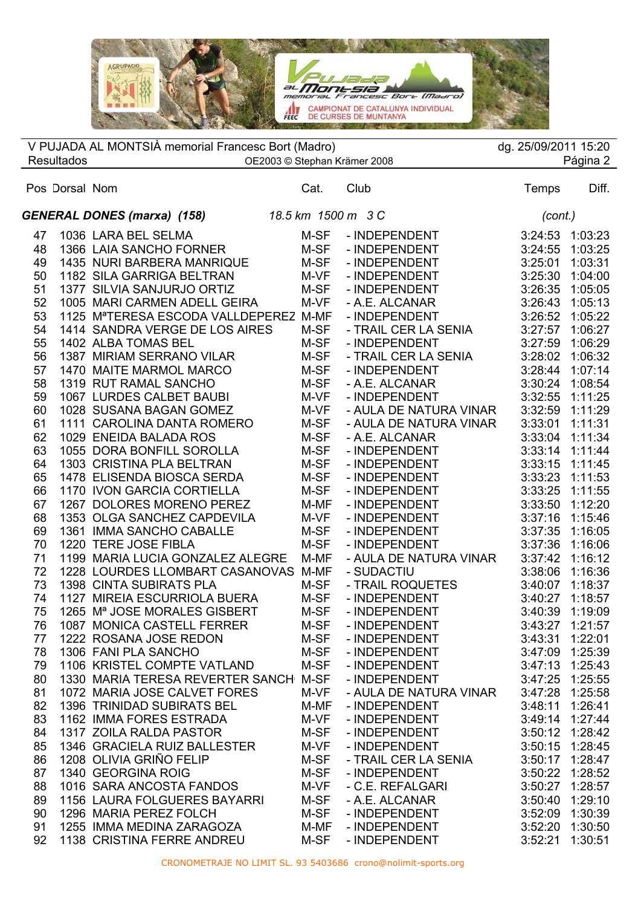V PUJADA AL MONTSIÀ memorial Francesc Bort (Madro)
Resultados

dg. 25/09/2011 15:20

### GENERAL DONES (marxa) (158) — 18.5 km 1500 m 3 C (cont.)

| Pos | Dorsal | Nom | Cat. | Club | Temps | Diff. |
|---|---|---|---|---|---|---|
| 47 | 1036 | LARA BEL SELMA | M-SF | - INDEPENDENT | 3:24:53 | 1:03:23 |
| 48 | 1366 | LAIA SANCHO FORNER | M-SF | - INDEPENDENT | 3:24:55 | 1:03:25 |
| 49 | 1435 | NURI BARBERA MANRIQUE | M-SF | - INDEPENDENT | 3:25:01 | 1:03:31 |
| 50 | 1182 | SILA GARRIGA BELTRAN | M-VF | - INDEPENDENT | 3:25:30 | 1:04:00 |
| 51 | 1377 | SILVIA SANJURJO ORTIZ | M-SF | - INDEPENDENT | 3:26:35 | 1:05:05 |
| 52 | 1005 | MARI CARMEN ADELL GEIRA | M-VF | - A.E. ALCANAR | 3:26:43 | 1:05:13 |
| 53 | 1125 | MªTERESA ESCODA VALLDEPEREZ | M-MF | - INDEPENDENT | 3:26:52 | 1:05:22 |
| 54 | 1414 | SANDRA VERGE DE LOS AIRES | M-SF | - TRAIL CER LA SENIA | 3:27:57 | 1:06:27 |
| 55 | 1402 | ALBA TOMAS BEL | M-SF | - INDEPENDENT | 3:27:59 | 1:06:29 |
| 56 | 1387 | MIRIAM SERRANO VILAR | M-SF | - TRAIL CER LA SENIA | 3:28:02 | 1:06:32 |
| 57 | 1470 | MAITE MARMOL MARCO | M-SF | - INDEPENDENT | 3:28:44 | 1:07:14 |
| 58 | 1319 | RUT RAMAL SANCHO | M-SF | - A.E. ALCANAR | 3:30:24 | 1:08:54 |
| 59 | 1067 | LURDES CALBET BAUBI | M-VF | - INDEPENDENT | 3:32:55 | 1:11:25 |
| 60 | 1028 | SUSANA BAGAN GOMEZ | M-VF | - AULA DE NATURA VINAR | 3:32:59 | 1:11:29 |
| 61 | 1111 | CAROLINA DANTA ROMERO | M-SF | - AULA DE NATURA VINAR | 3:33:01 | 1:11:31 |
| 62 | 1029 | ENEIDA BALADA ROS | M-SF | - A.E. ALCANAR | 3:33:04 | 1:11:34 |
| 63 | 1055 | DORA BONFILL SOROLLA | M-SF | - INDEPENDENT | 3:33:14 | 1:11:44 |
| 64 | 1303 | CRISTINA PLA BELTRAN | M-SF | - INDEPENDENT | 3:33:15 | 1:11:45 |
| 65 | 1478 | ELISENDA BIOSCA SERDA | M-SF | - INDEPENDENT | 3:33:23 | 1:11:53 |
| 66 | 1170 | IVON GARCIA CORTIELLA | M-SF | - INDEPENDENT | 3:33:25 | 1:11:55 |
| 67 | 1267 | DOLORES MORENO PEREZ | M-MF | - INDEPENDENT | 3:33:50 | 1:12:20 |
| 68 | 1353 | OLGA SANCHEZ CAPDEVILA | M-VF | - INDEPENDENT | 3:37:16 | 1:15:46 |
| 69 | 1361 | IMMA SANCHO CABALLE | M-SF | - INDEPENDENT | 3:37:35 | 1:16:05 |
| 70 | 1220 | TERE JOSE FIBLA | M-SF | - INDEPENDENT | 3:37:36 | 1:16:06 |
| 71 | 1199 | MARIA LUCIA GONZALEZ ALEGRE | M-MF | - AULA DE NATURA VINAR | 3:37:42 | 1:16:12 |
| 72 | 1228 | LOURDES LLOMBART CASANOVAS | M-MF | - SUDACTIU | 3:38:06 | 1:16:36 |
| 73 | 1398 | CINTA SUBIRATS PLA | M-SF | - TRAIL ROQUETES | 3:40:07 | 1:18:37 |
| 74 | 1127 | MIREIA ESCURRIOLA BUERA | M-SF | - INDEPENDENT | 3:40:27 | 1:18:57 |
| 75 | 1265 | Mª JOSE MORALES GISBERT | M-SF | - INDEPENDENT | 3:40:39 | 1:19:09 |
| 76 | 1087 | MONICA CASTELL FERRER | M-SF | - INDEPENDENT | 3:43:27 | 1:21:57 |
| 77 | 1222 | ROSANA JOSE REDON | M-SF | - INDEPENDENT | 3:43:31 | 1:22:01 |
| 78 | 1306 | FANI PLA SANCHO | M-SF | - INDEPENDENT | 3:47:09 | 1:25:39 |
| 79 | 1106 | KRISTEL COMPTE VATLAND | M-SF | - INDEPENDENT | 3:47:13 | 1:25:43 |
| 80 | 1330 | MARIA TERESA REVERTER SANCH | M-SF | - INDEPENDENT | 3:47:25 | 1:25:55 |
| 81 | 1072 | MARIA JOSE CALVET FORES | M-VF | - AULA DE NATURA VINAR | 3:47:28 | 1:25:58 |
| 82 | 1396 | TRINIDAD SUBIRATS BEL | M-MF | - INDEPENDENT | 3:48:11 | 1:26:41 |
| 83 | 1162 | IMMA FORES ESTRADA | M-VF | - INDEPENDENT | 3:49:14 | 1:27:44 |
| 84 | 1317 | ZOILA RALDA PASTOR | M-SF | - INDEPENDENT | 3:50:12 | 1:28:42 |
| 85 | 1346 | GRACIELA RUIZ BALLESTER | M-VF | - INDEPENDENT | 3:50:15 | 1:28:45 |
| 86 | 1208 | OLIVIA GRIÑO FELIP | M-SF | - TRAIL CER LA SENIA | 3:50:17 | 1:28:47 |
| 87 | 1340 | GEORGINA ROIG | M-SF | - INDEPENDENT | 3:50:22 | 1:28:52 |
| 88 | 1016 | SARA ANCOSTA FANDOS | M-VF | - C.E. REFALGARI | 3:50:27 | 1:28:57 |
| 89 | 1156 | LAURA FOLGUERES BAYARRI | M-SF | - A.E. ALCANAR | 3:50:40 | 1:29:10 |
| 90 | 1296 | MARIA PEREZ FOLCH | M-SF | - INDEPENDENT | 3:52:09 | 1:30:39 |
| 91 | 1255 | IMMA MEDINA ZARAGOZA | M-MF | - INDEPENDENT | 3:52:20 | 1:30:50 |
| 92 | 1138 | CRISTINA FERRE ANDREU | M-SF | - INDEPENDENT | 3:52:21 | 1:30:51 |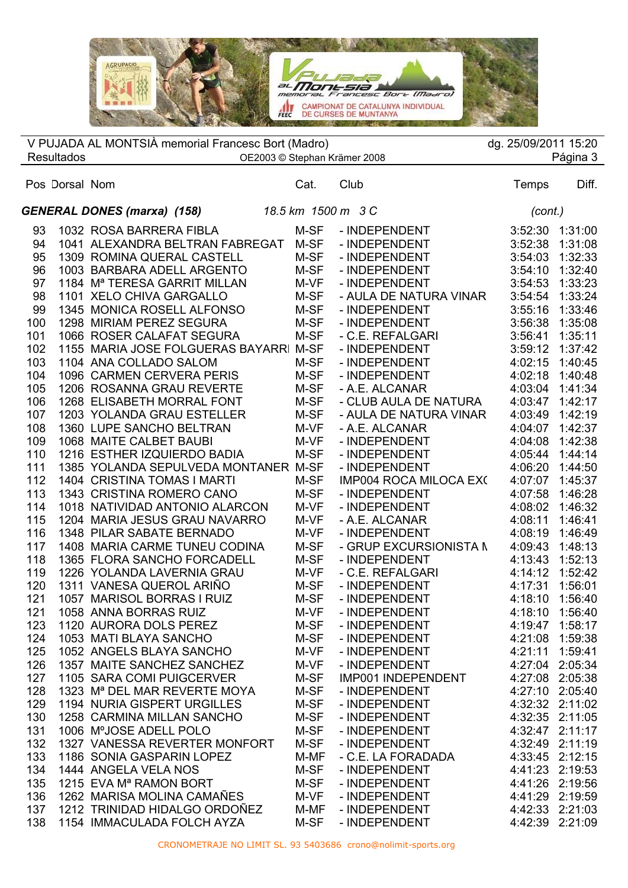V PUJADA AL MONTSIÀ memorial Francesc Bort (Madro) dg. 25/09/2011 15:20

Resultados OE2003 © Stephan Krämer 2008

**GENERAL DONES (marxa) (158)** *18.5 km 1500 m 3 C* *(cont.)*

| Pos | Dorsal | Nom | Cat. | Club | Temps | Diff. |
|---|---|---|---|---|---|---|
| 93 | 1032 | ROSA BARRERA FIBLA | M-SF | - INDEPENDENT | 3:52:30 | 1:31:00 |
| 94 | 1041 | ALEXANDRA BELTRAN FABREGAT | M-SF | - INDEPENDENT | 3:52:38 | 1:31:08 |
| 95 | 1309 | ROMINA QUERAL CASTELL | M-SF | - INDEPENDENT | 3:54:03 | 1:32:33 |
| 96 | 1003 | BARBARA ADELL ARGENTO | M-SF | - INDEPENDENT | 3:54:10 | 1:32:40 |
| 97 | 1184 | Mª TERESA GARRIT MILLAN | M-VF | - INDEPENDENT | 3:54:53 | 1:33:23 |
| 98 | 1101 | XELO CHIVA GARGALLO | M-SF | - AULA DE NATURA VINAR | 3:54:54 | 1:33:24 |
| 99 | 1345 | MONICA ROSELL ALFONSO | M-SF | - INDEPENDENT | 3:55:16 | 1:33:46 |
| 100 | 1298 | MIRIAM PEREZ SEGURA | M-SF | - INDEPENDENT | 3:56:38 | 1:35:08 |
| 101 | 1066 | ROSER CALAFAT SEGURA | M-SF | - C.E. REFALGARI | 3:56:41 | 1:35:11 |
| 102 | 1155 | MARIA JOSE FOLGUERAS BAYARRI | M-SF | - INDEPENDENT | 3:59:12 | 1:37:42 |
| 103 | 1104 | ANA COLLADO SALOM | M-SF | - INDEPENDENT | 4:02:15 | 1:40:45 |
| 104 | 1096 | CARMEN CERVERA PERIS | M-SF | - INDEPENDENT | 4:02:18 | 1:40:48 |
| 105 | 1206 | ROSANNA GRAU REVERTE | M-SF | - A.E. ALCANAR | 4:03:04 | 1:41:34 |
| 106 | 1268 | ELISABETH MORRAL FONT | M-SF | - CLUB AULA DE NATURA | 4:03:47 | 1:42:17 |
| 107 | 1203 | YOLANDA GRAU ESTELLER | M-SF | - AULA DE NATURA VINAR | 4:03:49 | 1:42:19 |
| 108 | 1360 | LUPE SANCHO BELTRAN | M-VF | - A.E. ALCANAR | 4:04:07 | 1:42:37 |
| 109 | 1068 | MAITE CALBET BAUBI | M-VF | - INDEPENDENT | 4:04:08 | 1:42:38 |
| 110 | 1216 | ESTHER IZQUIERDO BADIA | M-SF | - INDEPENDENT | 4:05:44 | 1:44:14 |
| 111 | 1385 | YOLANDA SEPULVEDA MONTANER | M-SF | - INDEPENDENT | 4:06:20 | 1:44:50 |
| 112 | 1404 | CRISTINA TOMAS I MARTI | M-SF | IMP004 ROCA MILOCA EX( | 4:07:07 | 1:45:37 |
| 113 | 1343 | CRISTINA ROMERO CANO | M-SF | - INDEPENDENT | 4:07:58 | 1:46:28 |
| 114 | 1018 | NATIVIDAD ANTONIO ALARCON | M-VF | - INDEPENDENT | 4:08:02 | 1:46:32 |
| 115 | 1204 | MARIA JESUS GRAU NAVARRO | M-VF | - A.E. ALCANAR | 4:08:11 | 1:46:41 |
| 116 | 1348 | PILAR SABATE BERNADO | M-VF | - INDEPENDENT | 4:08:19 | 1:46:49 |
| 117 | 1408 | MARIA CARME TUNEU CODINA | M-SF | - GRUP EXCURSIONISTA M | 4:09:43 | 1:48:13 |
| 118 | 1365 | FLORA SANCHO FORCADELL | M-SF | - INDEPENDENT | 4:13:43 | 1:52:13 |
| 119 | 1226 | YOLANDA LAVERNIA GRAU | M-VF | - C.E. REFALGARI | 4:14:12 | 1:52:42 |
| 120 | 1311 | VANESA QUEROL ARIÑO | M-SF | - INDEPENDENT | 4:17:31 | 1:56:01 |
| 121 | 1057 | MARISOL BORRAS I RUIZ | M-SF | - INDEPENDENT | 4:18:10 | 1:56:40 |
| 121 | 1058 | ANNA BORRAS RUIZ | M-VF | - INDEPENDENT | 4:18:10 | 1:56:40 |
| 123 | 1120 | AURORA DOLS PEREZ | M-SF | - INDEPENDENT | 4:19:47 | 1:58:17 |
| 124 | 1053 | MATI BLAYA SANCHO | M-SF | - INDEPENDENT | 4:21:08 | 1:59:38 |
| 125 | 1052 | ANGELS BLAYA SANCHO | M-VF | - INDEPENDENT | 4:21:11 | 1:59:41 |
| 126 | 1357 | MAITE SANCHEZ SANCHEZ | M-VF | - INDEPENDENT | 4:27:04 | 2:05:34 |
| 127 | 1105 | SARA COMI PUIGCERVER | M-SF | IMP001 INDEPENDENT | 4:27:08 | 2:05:38 |
| 128 | 1323 | Mª DEL MAR REVERTE MOYA | M-SF | - INDEPENDENT | 4:27:10 | 2:05:40 |
| 129 | 1194 | NURIA GISPERT URGILLES | M-SF | - INDEPENDENT | 4:32:32 | 2:11:02 |
| 130 | 1258 | CARMINA MILLAN SANCHO | M-SF | - INDEPENDENT | 4:32:35 | 2:11:05 |
| 131 | 1006 | MºJOSE ADELL POLO | M-SF | - INDEPENDENT | 4:32:47 | 2:11:17 |
| 132 | 1327 | VANESSA REVERTER MONFORT | M-SF | - INDEPENDENT | 4:32:49 | 2:11:19 |
| 133 | 1186 | SONIA GASPARIN LOPEZ | M-MF | - C.E. LA FORADADA | 4:33:45 | 2:12:15 |
| 134 | 1444 | ANGELA VELA NOS | M-SF | - INDEPENDENT | 4:41:23 | 2:19:53 |
| 135 | 1215 | EVA Mª RAMON BORT | M-SF | - INDEPENDENT | 4:41:26 | 2:19:56 |
| 136 | 1262 | MARISA MOLINA CAMAÑES | M-VF | - INDEPENDENT | 4:41:29 | 2:19:59 |
| 137 | 1212 | TRINIDAD HIDALGO ORDOÑEZ | M-MF | - INDEPENDENT | 4:42:33 | 2:21:03 |
| 138 | 1154 | IMMACULADA FOLCH AYZA | M-SF | - INDEPENDENT | 4:42:39 | 2:21:09 |

CRONOMETRAJE NO LIMIT SL. 93 5403686 crono@nolimit-sports.org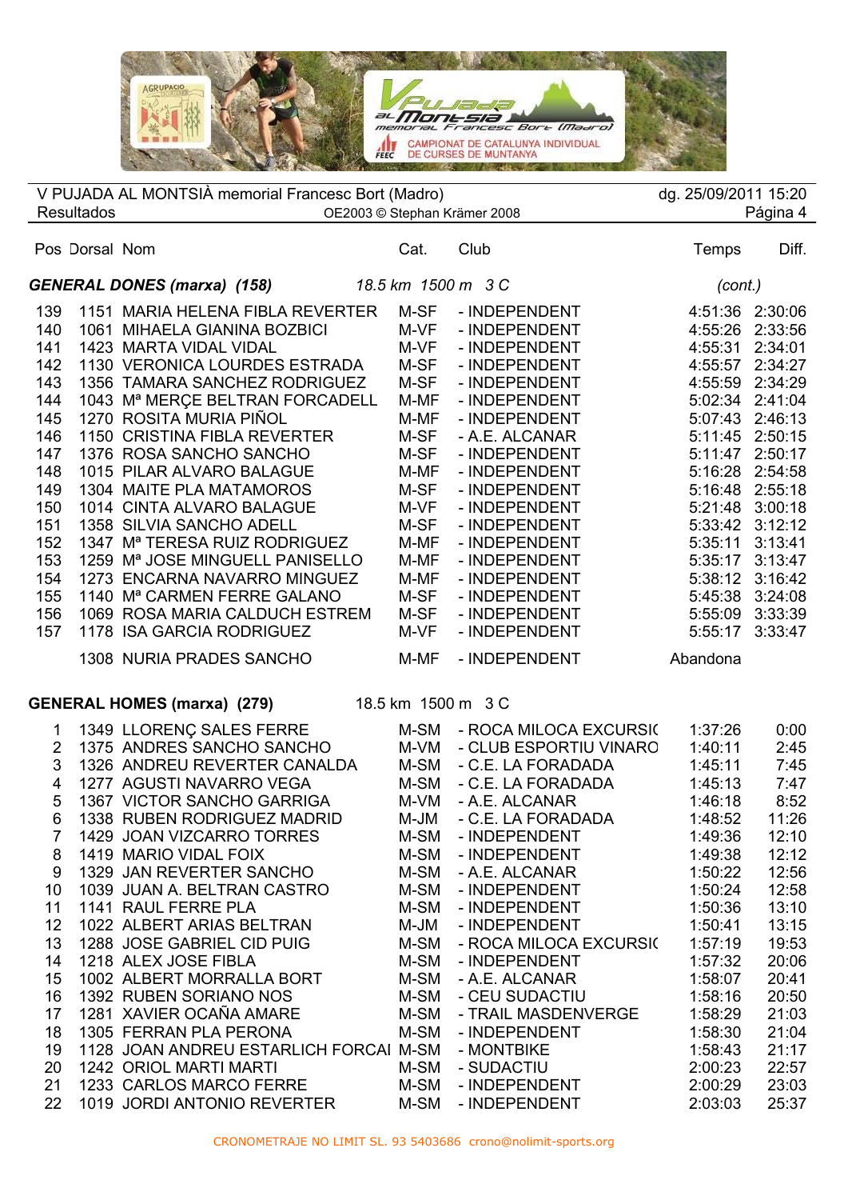V PUJADA AL MONTSIÀ memorial Francesc Bort (Madro)
Resultados

dg. 25/09/2011 15:20

### *GENERAL DONES (marxa) (158)* — *18.5 km 1500 m 3 C* *(cont.)*

| Pos | Dorsal | Nom | Cat. | Club | Temps | Diff. |
|---|---|---|---|---|---|---|
| 139 | 1151 | MARIA HELENA FIBLA REVERTER | M-SF | - INDEPENDENT | 4:51:36 | 2:30:06 |
| 140 | 1061 | MIHAELA GIANINA BOZBICI | M-VF | - INDEPENDENT | 4:55:26 | 2:33:56 |
| 141 | 1423 | MARTA VIDAL VIDAL | M-VF | - INDEPENDENT | 4:55:31 | 2:34:01 |
| 142 | 1130 | VERONICA LOURDES ESTRADA | M-SF | - INDEPENDENT | 4:55:57 | 2:34:27 |
| 143 | 1356 | TAMARA SANCHEZ RODRIGUEZ | M-SF | - INDEPENDENT | 4:55:59 | 2:34:29 |
| 144 | 1043 | Mª MERÇE BELTRAN FORCADELL | M-MF | - INDEPENDENT | 5:02:34 | 2:41:04 |
| 145 | 1270 | ROSITA MURIA PIÑOL | M-MF | - INDEPENDENT | 5:07:43 | 2:46:13 |
| 146 | 1150 | CRISTINA FIBLA REVERTER | M-SF | - A.E. ALCANAR | 5:11:45 | 2:50:15 |
| 147 | 1376 | ROSA SANCHO SANCHO | M-SF | - INDEPENDENT | 5:11:47 | 2:50:17 |
| 148 | 1015 | PILAR ALVARO BALAGUE | M-MF | - INDEPENDENT | 5:16:28 | 2:54:58 |
| 149 | 1304 | MAITE PLA MATAMOROS | M-SF | - INDEPENDENT | 5:16:48 | 2:55:18 |
| 150 | 1014 | CINTA ALVARO BALAGUE | M-VF | - INDEPENDENT | 5:21:48 | 3:00:18 |
| 151 | 1358 | SILVIA SANCHO ADELL | M-SF | - INDEPENDENT | 5:33:42 | 3:12:12 |
| 152 | 1347 | Mª TERESA RUIZ RODRIGUEZ | M-MF | - INDEPENDENT | 5:35:11 | 3:13:41 |
| 153 | 1259 | Mª JOSE MINGUELL PANISELLO | M-MF | - INDEPENDENT | 5:35:17 | 3:13:47 |
| 154 | 1273 | ENCARNA NAVARRO MINGUEZ | M-MF | - INDEPENDENT | 5:38:12 | 3:16:42 |
| 155 | 1140 | Mª CARMEN FERRE GALANO | M-SF | - INDEPENDENT | 5:45:38 | 3:24:08 |
| 156 | 1069 | ROSA MARIA CALDUCH ESTREM | M-SF | - INDEPENDENT | 5:55:09 | 3:33:39 |
| 157 | 1178 | ISA GARCIA RODRIGUEZ | M-VF | - INDEPENDENT | 5:55:17 | 3:33:47 |
|  | 1308 | NURIA PRADES SANCHO | M-MF | - INDEPENDENT | Abandona |  |

### **GENERAL HOMES (marxa) (279)** — 18.5 km 1500 m 3 C

| Pos | Dorsal | Nom | Cat. | Club | Temps | Diff. |
|---|---|---|---|---|---|---|
| 1 | 1349 | LLORENÇ SALES FERRE | M-SM | - ROCA MILOCA EXCURSI( | 1:37:26 | 0:00 |
| 2 | 1375 | ANDRES SANCHO SANCHO | M-VM | - CLUB ESPORTIU VINARO | 1:40:11 | 2:45 |
| 3 | 1326 | ANDREU REVERTER CANALDA | M-SM | - C.E. LA FORADADA | 1:45:11 | 7:45 |
| 4 | 1277 | AGUSTI NAVARRO VEGA | M-SM | - C.E. LA FORADADA | 1:45:13 | 7:47 |
| 5 | 1367 | VICTOR SANCHO GARRIGA | M-VM | - A.E. ALCANAR | 1:46:18 | 8:52 |
| 6 | 1338 | RUBEN RODRIGUEZ MADRID | M-JM | - C.E. LA FORADADA | 1:48:52 | 11:26 |
| 7 | 1429 | JOAN VIZCARRO TORRES | M-SM | - INDEPENDENT | 1:49:36 | 12:10 |
| 8 | 1419 | MARIO VIDAL FOIX | M-SM | - INDEPENDENT | 1:49:38 | 12:12 |
| 9 | 1329 | JAN REVERTER SANCHO | M-SM | - A.E. ALCANAR | 1:50:22 | 12:56 |
| 10 | 1039 | JUAN A. BELTRAN CASTRO | M-SM | - INDEPENDENT | 1:50:24 | 12:58 |
| 11 | 1141 | RAUL FERRE PLA | M-SM | - INDEPENDENT | 1:50:36 | 13:10 |
| 12 | 1022 | ALBERT ARIAS BELTRAN | M-JM | - INDEPENDENT | 1:50:41 | 13:15 |
| 13 | 1288 | JOSE GABRIEL CID PUIG | M-SM | - ROCA MILOCA EXCURSI( | 1:57:19 | 19:53 |
| 14 | 1218 | ALEX JOSE FIBLA | M-SM | - INDEPENDENT | 1:57:32 | 20:06 |
| 15 | 1002 | ALBERT MORRALLA BORT | M-SM | - A.E. ALCANAR | 1:58:07 | 20:41 |
| 16 | 1392 | RUBEN SORIANO NOS | M-SM | - CEU SUDACTIU | 1:58:16 | 20:50 |
| 17 | 1281 | XAVIER OCAÑA AMARE | M-SM | - TRAIL MASDENVERGE | 1:58:29 | 21:03 |
| 18 | 1305 | FERRAN PLA PERONA | M-SM | - INDEPENDENT | 1:58:30 | 21:04 |
| 19 | 1128 | JOAN ANDREU ESTARLICH FORCAI | M-SM | - MONTBIKE | 1:58:43 | 21:17 |
| 20 | 1242 | ORIOL MARTI MARTI | M-SM | - SUDACTIU | 2:00:23 | 22:57 |
| 21 | 1233 | CARLOS MARCO FERRE | M-SM | - INDEPENDENT | 2:00:29 | 23:03 |
| 22 | 1019 | JORDI ANTONIO REVERTER | M-SM | - INDEPENDENT | 2:03:03 | 25:37 |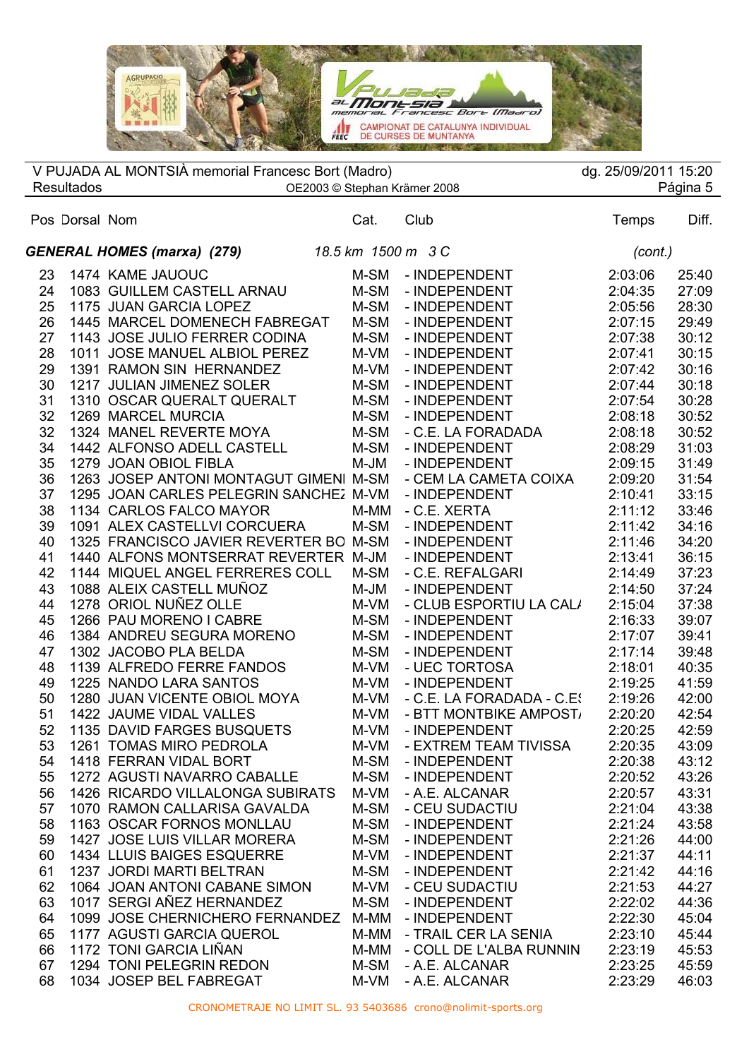V PUJADA AL MONTSIÀ memorial Francesc Bort (Madro) dg. 25/09/2011 15:20

Resultados OE2003 © Stephan Krämer 2008

### GENERAL HOMES (marxa) (279) — 18.5 km 1500 m 3 C (cont.)

| Pos | Dorsal | Nom | Cat. | Club | Temps | Diff. |
|---|---|---|---|---|---|---|
| 23 | 1474 | KAME JAUOUC | M-SM | - INDEPENDENT | 2:03:06 | 25:40 |
| 24 | 1083 | GUILLEM CASTELL ARNAU | M-SM | - INDEPENDENT | 2:04:35 | 27:09 |
| 25 | 1175 | JUAN GARCIA LOPEZ | M-SM | - INDEPENDENT | 2:05:56 | 28:30 |
| 26 | 1445 | MARCEL DOMENECH FABREGAT | M-SM | - INDEPENDENT | 2:07:15 | 29:49 |
| 27 | 1143 | JOSE JULIO FERRER CODINA | M-SM | - INDEPENDENT | 2:07:38 | 30:12 |
| 28 | 1011 | JOSE MANUEL ALBIOL PEREZ | M-VM | - INDEPENDENT | 2:07:41 | 30:15 |
| 29 | 1391 | RAMON SIN HERNANDEZ | M-VM | - INDEPENDENT | 2:07:42 | 30:16 |
| 30 | 1217 | JULIAN JIMENEZ SOLER | M-SM | - INDEPENDENT | 2:07:44 | 30:18 |
| 31 | 1310 | OSCAR QUERALT QUERALT | M-SM | - INDEPENDENT | 2:07:54 | 30:28 |
| 32 | 1269 | MARCEL MURCIA | M-SM | - INDEPENDENT | 2:08:18 | 30:52 |
| 32 | 1324 | MANEL REVERTE MOYA | M-SM | - C.E. LA FORADADA | 2:08:18 | 30:52 |
| 34 | 1442 | ALFONSO ADELL CASTELL | M-SM | - INDEPENDENT | 2:08:29 | 31:03 |
| 35 | 1279 | JOAN OBIOL FIBLA | M-JM | - INDEPENDENT | 2:09:15 | 31:49 |
| 36 | 1263 | JOSEP ANTONI MONTAGUT GIMENI | M-SM | - CEM LA CAMETA COIXA | 2:09:20 | 31:54 |
| 37 | 1295 | JOAN CARLES PELEGRIN SANCHEZ | M-VM | - INDEPENDENT | 2:10:41 | 33:15 |
| 38 | 1134 | CARLOS FALCO MAYOR | M-MM | - C.E. XERTA | 2:11:12 | 33:46 |
| 39 | 1091 | ALEX CASTELLVI CORCUERA | M-SM | - INDEPENDENT | 2:11:42 | 34:16 |
| 40 | 1325 | FRANCISCO JAVIER REVERTER BO | M-SM | - INDEPENDENT | 2:11:46 | 34:20 |
| 41 | 1440 | ALFONS MONTSERRAT REVERTER | M-JM | - INDEPENDENT | 2:13:41 | 36:15 |
| 42 | 1144 | MIQUEL ANGEL FERRERES COLL | M-SM | - C.E. REFALGARI | 2:14:49 | 37:23 |
| 43 | 1088 | ALEIX CASTELL MUÑOZ | M-JM | - INDEPENDENT | 2:14:50 | 37:24 |
| 44 | 1278 | ORIOL NUÑEZ OLLE | M-VM | - CLUB ESPORTIU LA CAL/ | 2:15:04 | 37:38 |
| 45 | 1266 | PAU MORENO I CABRE | M-SM | - INDEPENDENT | 2:16:33 | 39:07 |
| 46 | 1384 | ANDREU SEGURA MORENO | M-SM | - INDEPENDENT | 2:17:07 | 39:41 |
| 47 | 1302 | JACOBO PLA BELDA | M-SM | - INDEPENDENT | 2:17:14 | 39:48 |
| 48 | 1139 | ALFREDO FERRE FANDOS | M-VM | - UEC TORTOSA | 2:18:01 | 40:35 |
| 49 | 1225 | NANDO LARA SANTOS | M-VM | - INDEPENDENT | 2:19:25 | 41:59 |
| 50 | 1280 | JUAN VICENTE OBIOL MOYA | M-VM | - C.E. LA FORADADA - C.E! | 2:19:26 | 42:00 |
| 51 | 1422 | JAUME VIDAL VALLES | M-VM | - BTT MONTBIKE AMPOST/ | 2:20:20 | 42:54 |
| 52 | 1135 | DAVID FARGES BUSQUETS | M-VM | - INDEPENDENT | 2:20:25 | 42:59 |
| 53 | 1261 | TOMAS MIRO PEDROLA | M-VM | - EXTREM TEAM TIVISSA | 2:20:35 | 43:09 |
| 54 | 1418 | FERRAN VIDAL BORT | M-SM | - INDEPENDENT | 2:20:38 | 43:12 |
| 55 | 1272 | AGUSTI NAVARRO CABALLE | M-SM | - INDEPENDENT | 2:20:52 | 43:26 |
| 56 | 1426 | RICARDO VILLALONGA SUBIRATS | M-VM | - A.E. ALCANAR | 2:20:57 | 43:31 |
| 57 | 1070 | RAMON CALLARISA GAVALDA | M-SM | - CEU SUDACTIU | 2:21:04 | 43:38 |
| 58 | 1163 | OSCAR FORNOS MONLLAU | M-SM | - INDEPENDENT | 2:21:24 | 43:58 |
| 59 | 1427 | JOSE LUIS VILLAR MORERA | M-SM | - INDEPENDENT | 2:21:26 | 44:00 |
| 60 | 1434 | LLUIS BAIGES ESQUERRE | M-VM | - INDEPENDENT | 2:21:37 | 44:11 |
| 61 | 1237 | JORDI MARTI BELTRAN | M-SM | - INDEPENDENT | 2:21:42 | 44:16 |
| 62 | 1064 | JOAN ANTONI CABANE SIMON | M-VM | - CEU SUDACTIU | 2:21:53 | 44:27 |
| 63 | 1017 | SERGI AÑEZ HERNANDEZ | M-SM | - INDEPENDENT | 2:22:02 | 44:36 |
| 64 | 1099 | JOSE CHERNICHERO FERNANDEZ | M-MM | - INDEPENDENT | 2:22:30 | 45:04 |
| 65 | 1177 | AGUSTI GARCIA QUEROL | M-MM | - TRAIL CER LA SENIA | 2:23:10 | 45:44 |
| 66 | 1172 | TONI GARCIA LIÑAN | M-MM | - COLL DE L'ALBA RUNNIN | 2:23:19 | 45:53 |
| 67 | 1294 | TONI PELEGRIN REDON | M-SM | - A.E. ALCANAR | 2:23:25 | 45:59 |
| 68 | 1034 | JOSEP BEL FABREGAT | M-VM | - A.E. ALCANAR | 2:23:29 | 46:03 |

CRONOMETRAJE NO LIMIT SL. 93 5403686 crono@nolimit-sports.org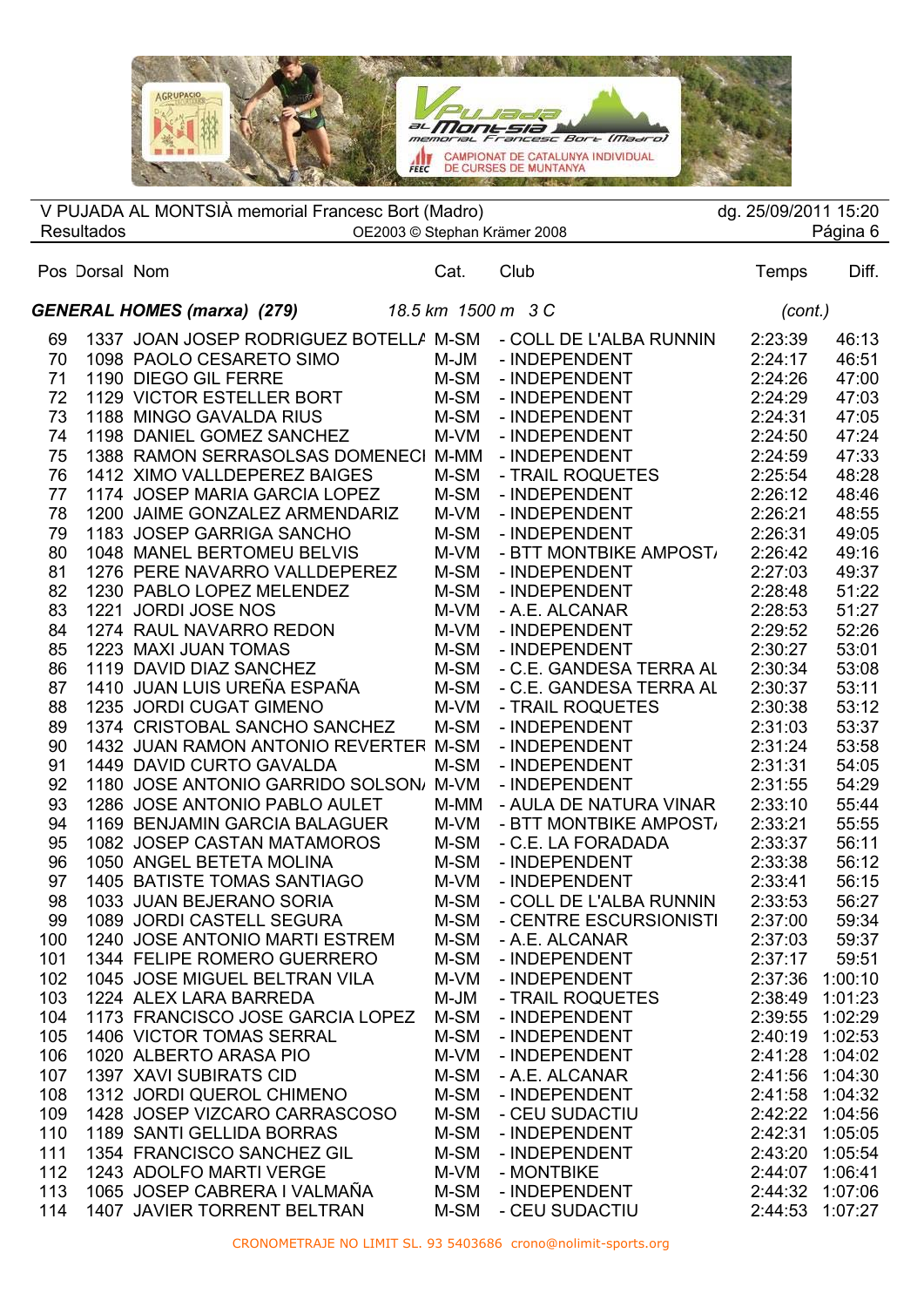V PUJADA AL MONTSIÀ memorial Francesc Bort (Madro)
Resultados
OE2003 © Stephan Krämer 2008
dg. 25/09/2011 15:20

| Pos | Dorsal | Nom | Cat. | Club | Temps | Diff. |
|---|---|---|---|---|---|---|
| ***GENERAL HOMES (marxa) (279)*** | | *18.5 km 1500 m 3 C* | | | *(cont.)* | |
| 69 | 1337 | JOAN JOSEP RODRIGUEZ BOTELLA | M-SM | - COLL DE L'ALBA RUNNIN | 2:23:39 | 46:13 |
| 70 | 1098 | PAOLO CESARETO SIMO | M-JM | - INDEPENDENT | 2:24:17 | 46:51 |
| 71 | 1190 | DIEGO GIL FERRE | M-SM | - INDEPENDENT | 2:24:26 | 47:00 |
| 72 | 1129 | VICTOR ESTELLER BORT | M-SM | - INDEPENDENT | 2:24:29 | 47:03 |
| 73 | 1188 | MINGO GAVALDA RIUS | M-SM | - INDEPENDENT | 2:24:31 | 47:05 |
| 74 | 1198 | DANIEL GOMEZ SANCHEZ | M-VM | - INDEPENDENT | 2:24:50 | 47:24 |
| 75 | 1388 | RAMON SERRASOLSAS DOMENECI | M-MM | - INDEPENDENT | 2:24:59 | 47:33 |
| 76 | 1412 | XIMO VALLDEPEREZ BAIGES | M-SM | - TRAIL ROQUETES | 2:25:54 | 48:28 |
| 77 | 1174 | JOSEP MARIA GARCIA LOPEZ | M-SM | - INDEPENDENT | 2:26:12 | 48:46 |
| 78 | 1200 | JAIME GONZALEZ ARMENDARIZ | M-VM | - INDEPENDENT | 2:26:21 | 48:55 |
| 79 | 1183 | JOSEP GARRIGA SANCHO | M-SM | - INDEPENDENT | 2:26:31 | 49:05 |
| 80 | 1048 | MANEL BERTOMEU BELVIS | M-VM | - BTT MONTBIKE AMPOSTA | 2:26:42 | 49:16 |
| 81 | 1276 | PERE NAVARRO VALLDEPEREZ | M-SM | - INDEPENDENT | 2:27:03 | 49:37 |
| 82 | 1230 | PABLO LOPEZ MELENDEZ | M-SM | - INDEPENDENT | 2:28:48 | 51:22 |
| 83 | 1221 | JORDI JOSE NOS | M-VM | - A.E. ALCANAR | 2:28:53 | 51:27 |
| 84 | 1274 | RAUL NAVARRO REDON | M-VM | - INDEPENDENT | 2:29:52 | 52:26 |
| 85 | 1223 | MAXI JUAN TOMAS | M-SM | - INDEPENDENT | 2:30:27 | 53:01 |
| 86 | 1119 | DAVID DIAZ SANCHEZ | M-SM | - C.E. GANDESA TERRA AL | 2:30:34 | 53:08 |
| 87 | 1410 | JUAN LUIS UREÑA ESPAÑA | M-SM | - C.E. GANDESA TERRA AL | 2:30:37 | 53:11 |
| 88 | 1235 | JORDI CUGAT GIMENO | M-VM | - TRAIL ROQUETES | 2:30:38 | 53:12 |
| 89 | 1374 | CRISTOBAL SANCHO SANCHEZ | M-SM | - INDEPENDENT | 2:31:03 | 53:37 |
| 90 | 1432 | JUAN RAMON ANTONIO REVERTER | M-SM | - INDEPENDENT | 2:31:24 | 53:58 |
| 91 | 1449 | DAVID CURTO GAVALDA | M-SM | - INDEPENDENT | 2:31:31 | 54:05 |
| 92 | 1180 | JOSE ANTONIO GARRIDO SOLSONA | M-VM | - INDEPENDENT | 2:31:55 | 54:29 |
| 93 | 1286 | JOSE ANTONIO PABLO AULET | M-MM | - AULA DE NATURA VINAR | 2:33:10 | 55:44 |
| 94 | 1169 | BENJAMIN GARCIA BALAGUER | M-VM | - BTT MONTBIKE AMPOSTA | 2:33:21 | 55:55 |
| 95 | 1082 | JOSEP CASTAN MATAMOROS | M-SM | - C.E. LA FORADADA | 2:33:37 | 56:11 |
| 96 | 1050 | ANGEL BETETA MOLINA | M-SM | - INDEPENDENT | 2:33:38 | 56:12 |
| 97 | 1405 | BATISTE TOMAS SANTIAGO | M-VM | - INDEPENDENT | 2:33:41 | 56:15 |
| 98 | 1033 | JUAN BEJERANO SORIA | M-SM | - COLL DE L'ALBA RUNNIN | 2:33:53 | 56:27 |
| 99 | 1089 | JORDI CASTELL SEGURA | M-SM | - CENTRE ESCURSIONISTI | 2:37:00 | 59:34 |
| 100 | 1240 | JOSE ANTONIO MARTI ESTREM | M-SM | - A.E. ALCANAR | 2:37:03 | 59:37 |
| 101 | 1344 | FELIPE ROMERO GUERRERO | M-SM | - INDEPENDENT | 2:37:17 | 59:51 |
| 102 | 1045 | JOSE MIGUEL BELTRAN VILA | M-VM | - INDEPENDENT | 2:37:36 | 1:00:10 |
| 103 | 1224 | ALEX LARA BARREDA | M-JM | - TRAIL ROQUETES | 2:38:49 | 1:01:23 |
| 104 | 1173 | FRANCISCO JOSE GARCIA LOPEZ | M-SM | - INDEPENDENT | 2:39:55 | 1:02:29 |
| 105 | 1406 | VICTOR TOMAS SERRAL | M-SM | - INDEPENDENT | 2:40:19 | 1:02:53 |
| 106 | 1020 | ALBERTO ARASA PIO | M-VM | - INDEPENDENT | 2:41:28 | 1:04:02 |
| 107 | 1397 | XAVI SUBIRATS CID | M-SM | - A.E. ALCANAR | 2:41:56 | 1:04:30 |
| 108 | 1312 | JORDI QUEROL CHIMENO | M-SM | - INDEPENDENT | 2:41:58 | 1:04:32 |
| 109 | 1428 | JOSEP VIZCARO CARRASCOSO | M-SM | - CEU SUDACTIU | 2:42:22 | 1:04:56 |
| 110 | 1189 | SANTI GELLIDA BORRAS | M-SM | - INDEPENDENT | 2:42:31 | 1:05:05 |
| 111 | 1354 | FRANCISCO SANCHEZ GIL | M-SM | - INDEPENDENT | 2:43:20 | 1:05:54 |
| 112 | 1243 | ADOLFO MARTI VERGE | M-VM | - MONTBIKE | 2:44:07 | 1:06:41 |
| 113 | 1065 | JOSEP CABRERA I VALMAÑA | M-SM | - INDEPENDENT | 2:44:32 | 1:07:06 |
| 114 | 1407 | JAVIER TORRENT BELTRAN | M-SM | - CEU SUDACTIU | 2:44:53 | 1:07:27 |

CRONOMETRAJE NO LIMIT SL. 93 5403686 crono@nolimit-sports.org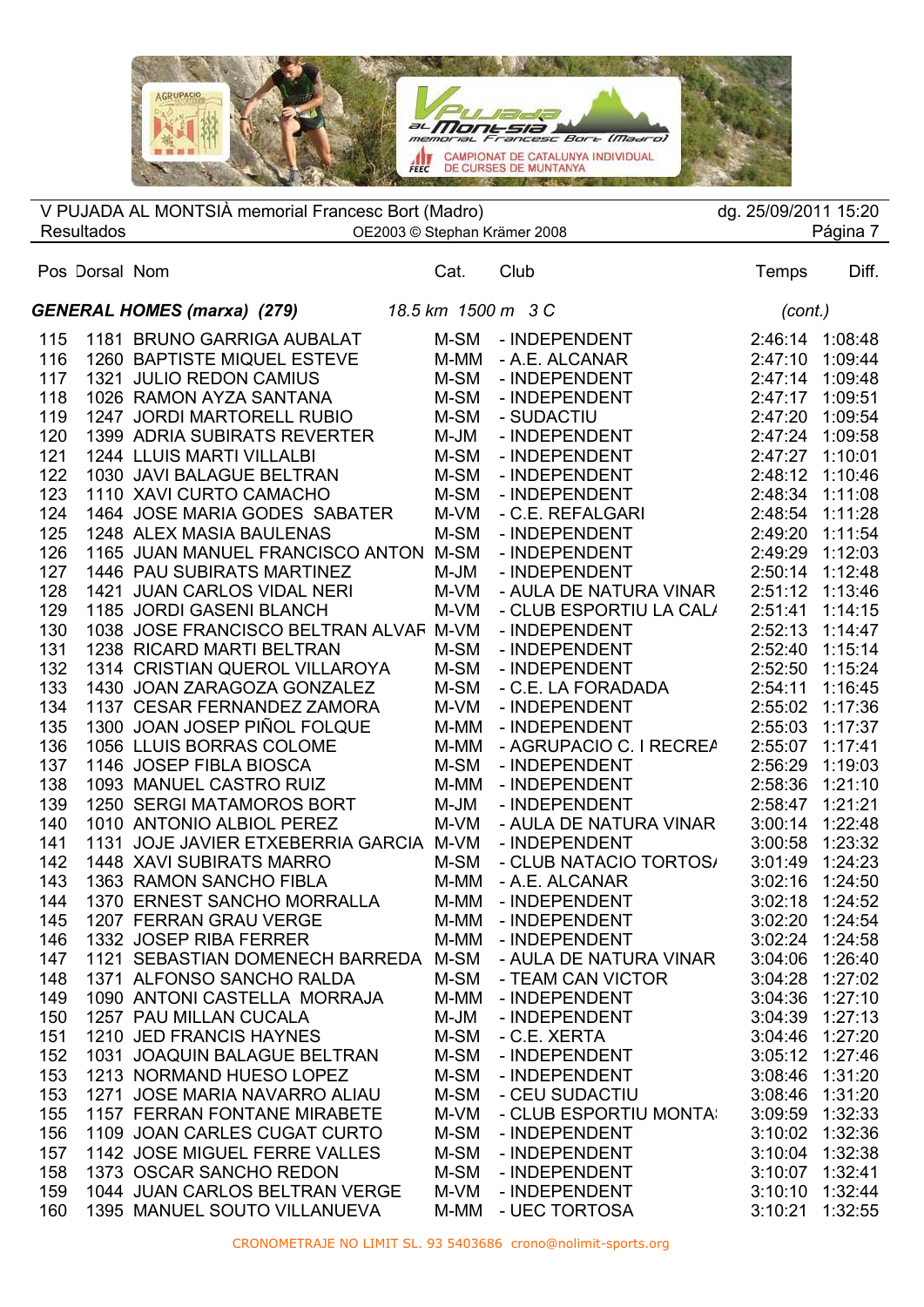V PUJADA AL MONTSIÀ memorial Francesc Bort (Madro)
Resultados

OE2003 © Stephan Krämer 2008

dg. 25/09/2011 15:20

**GENERAL HOMES (marxa) (279)** *18.5 km 1500 m 3 C* *(cont.)*

| Pos | Dorsal | Nom | Cat. | Club | Temps | Diff. |
|---|---|---|---|---|---|---|
| 115 | 1181 | BRUNO GARRIGA AUBALAT | M-SM | - INDEPENDENT | 2:46:14 | 1:08:48 |
| 116 | 1260 | BAPTISTE MIQUEL ESTEVE | M-MM | - A.E. ALCANAR | 2:47:10 | 1:09:44 |
| 117 | 1321 | JULIO REDON CAMIUS | M-SM | - INDEPENDENT | 2:47:14 | 1:09:48 |
| 118 | 1026 | RAMON AYZA SANTANA | M-SM | - INDEPENDENT | 2:47:17 | 1:09:51 |
| 119 | 1247 | JORDI MARTORELL RUBIO | M-SM | - SUDACTIU | 2:47:20 | 1:09:54 |
| 120 | 1399 | ADRIA SUBIRATS REVERTER | M-JM | - INDEPENDENT | 2:47:24 | 1:09:58 |
| 121 | 1244 | LLUIS MARTI VILLALBI | M-SM | - INDEPENDENT | 2:47:27 | 1:10:01 |
| 122 | 1030 | JAVI BALAGUE BELTRAN | M-SM | - INDEPENDENT | 2:48:12 | 1:10:46 |
| 123 | 1110 | XAVI CURTO CAMACHO | M-SM | - INDEPENDENT | 2:48:34 | 1:11:08 |
| 124 | 1464 | JOSE MARIA GODES SABATER | M-VM | - C.E. REFALGARI | 2:48:54 | 1:11:28 |
| 125 | 1248 | ALEX MASIA BAULENAS | M-SM | - INDEPENDENT | 2:49:20 | 1:11:54 |
| 126 | 1165 | JUAN MANUEL FRANCISCO ANTON | M-SM | - INDEPENDENT | 2:49:29 | 1:12:03 |
| 127 | 1446 | PAU SUBIRATS MARTINEZ | M-JM | - INDEPENDENT | 2:50:14 | 1:12:48 |
| 128 | 1421 | JUAN CARLOS VIDAL NERI | M-VM | - AULA DE NATURA VINAR | 2:51:12 | 1:13:46 |
| 129 | 1185 | JORDI GASENI BLANCH | M-VM | - CLUB ESPORTIU LA CAL/ | 2:51:41 | 1:14:15 |
| 130 | 1038 | JOSE FRANCISCO BELTRAN ALVAF | M-VM | - INDEPENDENT | 2:52:13 | 1:14:47 |
| 131 | 1238 | RICARD MARTI BELTRAN | M-SM | - INDEPENDENT | 2:52:40 | 1:15:14 |
| 132 | 1314 | CRISTIAN QUEROL VILLAROYA | M-SM | - INDEPENDENT | 2:52:50 | 1:15:24 |
| 133 | 1430 | JOAN ZARAGOZA GONZALEZ | M-SM | - C.E. LA FORADADA | 2:54:11 | 1:16:45 |
| 134 | 1137 | CESAR FERNANDEZ ZAMORA | M-VM | - INDEPENDENT | 2:55:02 | 1:17:36 |
| 135 | 1300 | JOAN JOSEP PIÑOL FOLQUE | M-MM | - INDEPENDENT | 2:55:03 | 1:17:37 |
| 136 | 1056 | LLUIS BORRAS COLOME | M-MM | - AGRUPACIO C. I RECREA | 2:55:07 | 1:17:41 |
| 137 | 1146 | JOSEP FIBLA BIOSCA | M-SM | - INDEPENDENT | 2:56:29 | 1:19:03 |
| 138 | 1093 | MANUEL CASTRO RUIZ | M-MM | - INDEPENDENT | 2:58:36 | 1:21:10 |
| 139 | 1250 | SERGI MATAMOROS BORT | M-JM | - INDEPENDENT | 2:58:47 | 1:21:21 |
| 140 | 1010 | ANTONIO ALBIOL PEREZ | M-VM | - AULA DE NATURA VINAR | 3:00:14 | 1:22:48 |
| 141 | 1131 | JOJE JAVIER ETXEBERRIA GARCIA | M-VM | - INDEPENDENT | 3:00:58 | 1:23:32 |
| 142 | 1448 | XAVI SUBIRATS MARRO | M-SM | - CLUB NATACIO TORTOS/ | 3:01:49 | 1:24:23 |
| 143 | 1363 | RAMON SANCHO FIBLA | M-MM | - A.E. ALCANAR | 3:02:16 | 1:24:50 |
| 144 | 1370 | ERNEST SANCHO MORRALLA | M-MM | - INDEPENDENT | 3:02:18 | 1:24:52 |
| 145 | 1207 | FERRAN GRAU VERGE | M-MM | - INDEPENDENT | 3:02:20 | 1:24:54 |
| 146 | 1332 | JOSEP RIBA FERRER | M-MM | - INDEPENDENT | 3:02:24 | 1:24:58 |
| 147 | 1121 | SEBASTIAN DOMENECH BARREDA | M-SM | - AULA DE NATURA VINAR | 3:04:06 | 1:26:40 |
| 148 | 1371 | ALFONSO SANCHO RALDA | M-SM | - TEAM CAN VICTOR | 3:04:28 | 1:27:02 |
| 149 | 1090 | ANTONI CASTELLA MORRAJA | M-MM | - INDEPENDENT | 3:04:36 | 1:27:10 |
| 150 | 1257 | PAU MILLAN CUCALA | M-JM | - INDEPENDENT | 3:04:39 | 1:27:13 |
| 151 | 1210 | JED FRANCIS HAYNES | M-SM | - C.E. XERTA | 3:04:46 | 1:27:20 |
| 152 | 1031 | JOAQUIN BALAGUE BELTRAN | M-SM | - INDEPENDENT | 3:05:12 | 1:27:46 |
| 153 | 1213 | NORMAND HUESO LOPEZ | M-SM | - INDEPENDENT | 3:08:46 | 1:31:20 |
| 153 | 1271 | JOSE MARIA NAVARRO ALIAU | M-SM | - CEU SUDACTIU | 3:08:46 | 1:31:20 |
| 155 | 1157 | FERRAN FONTANE MIRABETE | M-VM | - CLUB ESPORTIU MONTA: | 3:09:59 | 1:32:33 |
| 156 | 1109 | JOAN CARLES CUGAT CURTO | M-SM | - INDEPENDENT | 3:10:02 | 1:32:36 |
| 157 | 1142 | JOSE MIGUEL FERRE VALLES | M-SM | - INDEPENDENT | 3:10:04 | 1:32:38 |
| 158 | 1373 | OSCAR SANCHO REDON | M-SM | - INDEPENDENT | 3:10:07 | 1:32:41 |
| 159 | 1044 | JUAN CARLOS BELTRAN VERGE | M-VM | - INDEPENDENT | 3:10:10 | 1:32:44 |
| 160 | 1395 | MANUEL SOUTO VILLANUEVA | M-MM | - UEC TORTOSA | 3:10:21 | 1:32:55 |

CRONOMETRAJE NO LIMIT SL. 93 5403686 crono@nolimit-sports.org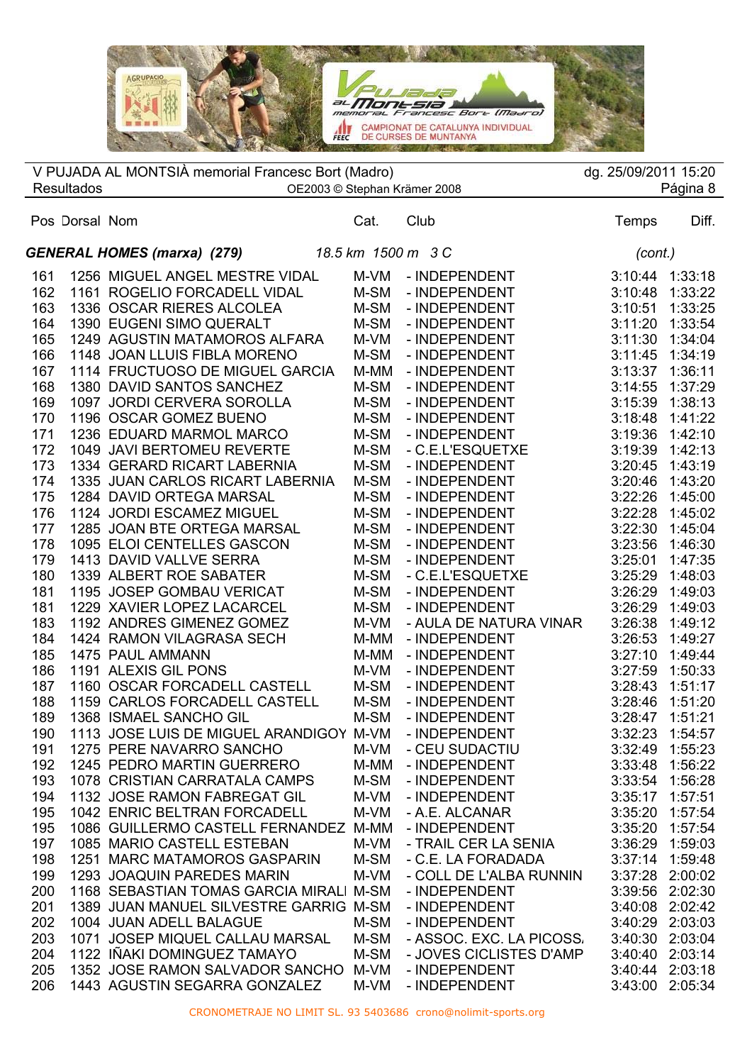V PUJADA AL MONTSIÀ memorial Francesc Bort (Madro) — dg. 25/09/2011 15:20

Resultados — OE2003 © Stephan Krämer 2008

### GENERAL HOMES (marxa) (279) — 18.5 km 1500 m 3 C (cont.)

| Pos | Dorsal | Nom | Cat. | Club | Temps | Diff. |
|---|---|---|---|---|---|---|
| 161 | 1256 | MIGUEL ANGEL MESTRE VIDAL | M-VM | - INDEPENDENT | 3:10:44 | 1:33:18 |
| 162 | 1161 | ROGELIO FORCADELL VIDAL | M-SM | - INDEPENDENT | 3:10:48 | 1:33:22 |
| 163 | 1336 | OSCAR RIERES ALCOLEA | M-SM | - INDEPENDENT | 3:10:51 | 1:33:25 |
| 164 | 1390 | EUGENI SIMO QUERALT | M-SM | - INDEPENDENT | 3:11:20 | 1:33:54 |
| 165 | 1249 | AGUSTIN MATAMOROS ALFARA | M-VM | - INDEPENDENT | 3:11:30 | 1:34:04 |
| 166 | 1148 | JOAN LLUIS FIBLA MORENO | M-SM | - INDEPENDENT | 3:11:45 | 1:34:19 |
| 167 | 1114 | FRUCTUOSO DE MIGUEL GARCIA | M-MM | - INDEPENDENT | 3:13:37 | 1:36:11 |
| 168 | 1380 | DAVID SANTOS SANCHEZ | M-SM | - INDEPENDENT | 3:14:55 | 1:37:29 |
| 169 | 1097 | JORDI CERVERA SOROLLA | M-SM | - INDEPENDENT | 3:15:39 | 1:38:13 |
| 170 | 1196 | OSCAR GOMEZ BUENO | M-SM | - INDEPENDENT | 3:18:48 | 1:41:22 |
| 171 | 1236 | EDUARD MARMOL MARCO | M-SM | - INDEPENDENT | 3:19:36 | 1:42:10 |
| 172 | 1049 | JAVI BERTOMEU REVERTE | M-SM | - C.E.L'ESQUETXE | 3:19:39 | 1:42:13 |
| 173 | 1334 | GERARD RICART LABERNIA | M-SM | - INDEPENDENT | 3:20:45 | 1:43:19 |
| 174 | 1335 | JUAN CARLOS RICART LABERNIA | M-SM | - INDEPENDENT | 3:20:46 | 1:43:20 |
| 175 | 1284 | DAVID ORTEGA MARSAL | M-SM | - INDEPENDENT | 3:22:26 | 1:45:00 |
| 176 | 1124 | JORDI ESCAMEZ MIGUEL | M-SM | - INDEPENDENT | 3:22:28 | 1:45:02 |
| 177 | 1285 | JOAN BTE ORTEGA MARSAL | M-SM | - INDEPENDENT | 3:22:30 | 1:45:04 |
| 178 | 1095 | ELOI CENTELLES GASCON | M-SM | - INDEPENDENT | 3:23:56 | 1:46:30 |
| 179 | 1413 | DAVID VALLVE SERRA | M-SM | - INDEPENDENT | 3:25:01 | 1:47:35 |
| 180 | 1339 | ALBERT ROE SABATER | M-SM | - C.E.L'ESQUETXE | 3:25:29 | 1:48:03 |
| 181 | 1195 | JOSEP GOMBAU VERICAT | M-SM | - INDEPENDENT | 3:26:29 | 1:49:03 |
| 181 | 1229 | XAVIER LOPEZ LACARCEL | M-SM | - INDEPENDENT | 3:26:29 | 1:49:03 |
| 183 | 1192 | ANDRES GIMENEZ GOMEZ | M-VM | - AULA DE NATURA VINAR | 3:26:38 | 1:49:12 |
| 184 | 1424 | RAMON VILAGRASA SECH | M-MM | - INDEPENDENT | 3:26:53 | 1:49:27 |
| 185 | 1475 | PAUL AMMANN | M-MM | - INDEPENDENT | 3:27:10 | 1:49:44 |
| 186 | 1191 | ALEXIS GIL PONS | M-VM | - INDEPENDENT | 3:27:59 | 1:50:33 |
| 187 | 1160 | OSCAR FORCADELL CASTELL | M-SM | - INDEPENDENT | 3:28:43 | 1:51:17 |
| 188 | 1159 | CARLOS FORCADELL CASTELL | M-SM | - INDEPENDENT | 3:28:46 | 1:51:20 |
| 189 | 1368 | ISMAEL SANCHO GIL | M-SM | - INDEPENDENT | 3:28:47 | 1:51:21 |
| 190 | 1113 | JOSE LUIS DE MIGUEL ARANDIGOY | M-VM | - INDEPENDENT | 3:32:23 | 1:54:57 |
| 191 | 1275 | PERE NAVARRO SANCHO | M-VM | - CEU SUDACTIU | 3:32:49 | 1:55:23 |
| 192 | 1245 | PEDRO MARTIN GUERRERO | M-MM | - INDEPENDENT | 3:33:48 | 1:56:22 |
| 193 | 1078 | CRISTIAN CARRATALA CAMPS | M-SM | - INDEPENDENT | 3:33:54 | 1:56:28 |
| 194 | 1132 | JOSE RAMON FABREGAT GIL | M-VM | - INDEPENDENT | 3:35:17 | 1:57:51 |
| 195 | 1042 | ENRIC BELTRAN FORCADELL | M-VM | - A.E. ALCANAR | 3:35:20 | 1:57:54 |
| 195 | 1086 | GUILLERMO CASTELL FERNANDEZ | M-MM | - INDEPENDENT | 3:35:20 | 1:57:54 |
| 197 | 1085 | MARIO CASTELL ESTEBAN | M-VM | - TRAIL CER LA SENIA | 3:36:29 | 1:59:03 |
| 198 | 1251 | MARC MATAMOROS GASPARIN | M-SM | - C.E. LA FORADADA | 3:37:14 | 1:59:48 |
| 199 | 1293 | JOAQUIN PAREDES MARIN | M-VM | - COLL DE L'ALBA RUNNIN | 3:37:28 | 2:00:02 |
| 200 | 1168 | SEBASTIAN TOMAS GARCIA MIRALI | M-SM | - INDEPENDENT | 3:39:56 | 2:02:30 |
| 201 | 1389 | JUAN MANUEL SILVESTRE GARRIG | M-SM | - INDEPENDENT | 3:40:08 | 2:02:42 |
| 202 | 1004 | JUAN ADELL BALAGUE | M-SM | - INDEPENDENT | 3:40:29 | 2:03:03 |
| 203 | 1071 | JOSEP MIQUEL CALLAU MARSAL | M-SM | - ASSOC. EXC. LA PICOSS. | 3:40:30 | 2:03:04 |
| 204 | 1122 | IÑAKI DOMINGUEZ TAMAYO | M-SM | - JOVES CICLISTES D'AMP | 3:40:40 | 2:03:14 |
| 205 | 1352 | JOSE RAMON SALVADOR SANCHO | M-VM | - INDEPENDENT | 3:40:44 | 2:03:18 |
| 206 | 1443 | AGUSTIN SEGARRA GONZALEZ | M-VM | - INDEPENDENT | 3:43:00 | 2:05:34 |

CRONOMETRAJE NO LIMIT SL. 93 5403686 crono@nolimit-sports.org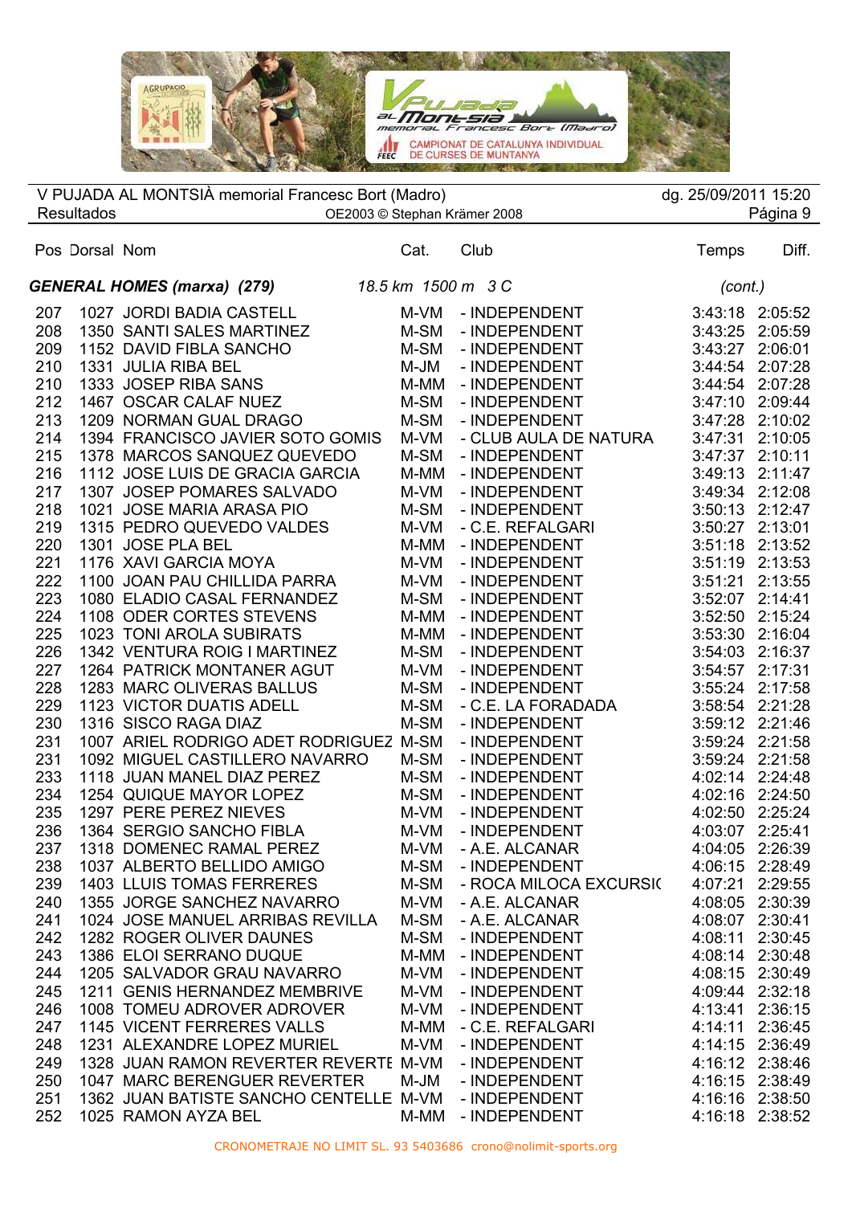V PUJADA AL MONTSIÀ memorial Francesc Bort (Madro)
Resultados
OE2003 © Stephan Krämer 2008
dg. 25/09/2011 15:20

| Pos | Dorsal | Nom | Cat. | Club | Temps | Diff. |
|---|---|---|---|---|---|---|
| ***GENERAL HOMES (marxa) (279)*** | | | *18.5 km 1500 m 3 C* | | *(cont.)* | |
| 207 | 1027 | JORDI BADIA CASTELL | M-VM | - INDEPENDENT | 3:43:18 | 2:05:52 |
| 208 | 1350 | SANTI SALES MARTINEZ | M-SM | - INDEPENDENT | 3:43:25 | 2:05:59 |
| 209 | 1152 | DAVID FIBLA SANCHO | M-SM | - INDEPENDENT | 3:43:27 | 2:06:01 |
| 210 | 1331 | JULIA RIBA BEL | M-JM | - INDEPENDENT | 3:44:54 | 2:07:28 |
| 210 | 1333 | JOSEP RIBA SANS | M-MM | - INDEPENDENT | 3:44:54 | 2:07:28 |
| 212 | 1467 | OSCAR CALAF NUEZ | M-SM | - INDEPENDENT | 3:47:10 | 2:09:44 |
| 213 | 1209 | NORMAN GUAL DRAGO | M-SM | - INDEPENDENT | 3:47:28 | 2:10:02 |
| 214 | 1394 | FRANCISCO JAVIER SOTO GOMIS | M-VM | - CLUB AULA DE NATURA | 3:47:31 | 2:10:05 |
| 215 | 1378 | MARCOS SANQUEZ QUEVEDO | M-SM | - INDEPENDENT | 3:47:37 | 2:10:11 |
| 216 | 1112 | JOSE LUIS DE GRACIA GARCIA | M-MM | - INDEPENDENT | 3:49:13 | 2:11:47 |
| 217 | 1307 | JOSEP POMARES SALVADO | M-VM | - INDEPENDENT | 3:49:34 | 2:12:08 |
| 218 | 1021 | JOSE MARIA ARASA PIO | M-SM | - INDEPENDENT | 3:50:13 | 2:12:47 |
| 219 | 1315 | PEDRO QUEVEDO VALDES | M-VM | - C.E. REFALGARI | 3:50:27 | 2:13:01 |
| 220 | 1301 | JOSE PLA BEL | M-MM | - INDEPENDENT | 3:51:18 | 2:13:52 |
| 221 | 1176 | XAVI GARCIA MOYA | M-VM | - INDEPENDENT | 3:51:19 | 2:13:53 |
| 222 | 1100 | JOAN PAU CHILLIDA PARRA | M-VM | - INDEPENDENT | 3:51:21 | 2:13:55 |
| 223 | 1080 | ELADIO CASAL FERNANDEZ | M-SM | - INDEPENDENT | 3:52:07 | 2:14:41 |
| 224 | 1108 | ODER CORTES STEVENS | M-MM | - INDEPENDENT | 3:52:50 | 2:15:24 |
| 225 | 1023 | TONI AROLA SUBIRATS | M-MM | - INDEPENDENT | 3:53:30 | 2:16:04 |
| 226 | 1342 | VENTURA ROIG I MARTINEZ | M-SM | - INDEPENDENT | 3:54:03 | 2:16:37 |
| 227 | 1264 | PATRICK MONTANER AGUT | M-VM | - INDEPENDENT | 3:54:57 | 2:17:31 |
| 228 | 1283 | MARC OLIVERAS BALLUS | M-SM | - INDEPENDENT | 3:55:24 | 2:17:58 |
| 229 | 1123 | VICTOR DUATIS ADELL | M-SM | - C.E. LA FORADADA | 3:58:54 | 2:21:28 |
| 230 | 1316 | SISCO RAGA DIAZ | M-SM | - INDEPENDENT | 3:59:12 | 2:21:46 |
| 231 | 1007 | ARIEL RODRIGO ADET RODRIGUEZ | M-SM | - INDEPENDENT | 3:59:24 | 2:21:58 |
| 231 | 1092 | MIGUEL CASTILLERO NAVARRO | M-SM | - INDEPENDENT | 3:59:24 | 2:21:58 |
| 233 | 1118 | JUAN MANEL DIAZ PEREZ | M-SM | - INDEPENDENT | 4:02:14 | 2:24:48 |
| 234 | 1254 | QUIQUE MAYOR LOPEZ | M-SM | - INDEPENDENT | 4:02:16 | 2:24:50 |
| 235 | 1297 | PERE PEREZ NIEVES | M-VM | - INDEPENDENT | 4:02:50 | 2:25:24 |
| 236 | 1364 | SERGIO SANCHO FIBLA | M-VM | - INDEPENDENT | 4:03:07 | 2:25:41 |
| 237 | 1318 | DOMENEC RAMAL PEREZ | M-VM | - A.E. ALCANAR | 4:04:05 | 2:26:39 |
| 238 | 1037 | ALBERTO BELLIDO AMIGO | M-SM | - INDEPENDENT | 4:06:15 | 2:28:49 |
| 239 | 1403 | LLUIS TOMAS FERRERES | M-SM | - ROCA MILOCA EXCURSI( | 4:07:21 | 2:29:55 |
| 240 | 1355 | JORGE SANCHEZ NAVARRO | M-VM | - A.E. ALCANAR | 4:08:05 | 2:30:39 |
| 241 | 1024 | JOSE MANUEL ARRIBAS REVILLA | M-SM | - A.E. ALCANAR | 4:08:07 | 2:30:41 |
| 242 | 1282 | ROGER OLIVER DAUNES | M-SM | - INDEPENDENT | 4:08:11 | 2:30:45 |
| 243 | 1386 | ELOI SERRANO DUQUE | M-MM | - INDEPENDENT | 4:08:14 | 2:30:48 |
| 244 | 1205 | SALVADOR GRAU NAVARRO | M-VM | - INDEPENDENT | 4:08:15 | 2:30:49 |
| 245 | 1211 | GENIS HERNANDEZ MEMBRIVE | M-VM | - INDEPENDENT | 4:09:44 | 2:32:18 |
| 246 | 1008 | TOMEU ADROVER ADROVER | M-VM | - INDEPENDENT | 4:13:41 | 2:36:15 |
| 247 | 1145 | VICENT FERRERES VALLS | M-MM | - C.E. REFALGARI | 4:14:11 | 2:36:45 |
| 248 | 1231 | ALEXANDRE LOPEZ MURIEL | M-VM | - INDEPENDENT | 4:14:15 | 2:36:49 |
| 249 | 1328 | JUAN RAMON REVERTER REVERTE | M-VM | - INDEPENDENT | 4:16:12 | 2:38:46 |
| 250 | 1047 | MARC BERENGUER REVERTER | M-JM | - INDEPENDENT | 4:16:15 | 2:38:49 |
| 251 | 1362 | JUAN BATISTE SANCHO CENTELLE | M-VM | - INDEPENDENT | 4:16:16 | 2:38:50 |
| 252 | 1025 | RAMON AYZA BEL | M-MM | - INDEPENDENT | 4:16:18 | 2:38:52 |

CRONOMETRAJE NO LIMIT SL. 93 5403686 crono@nolimit-sports.org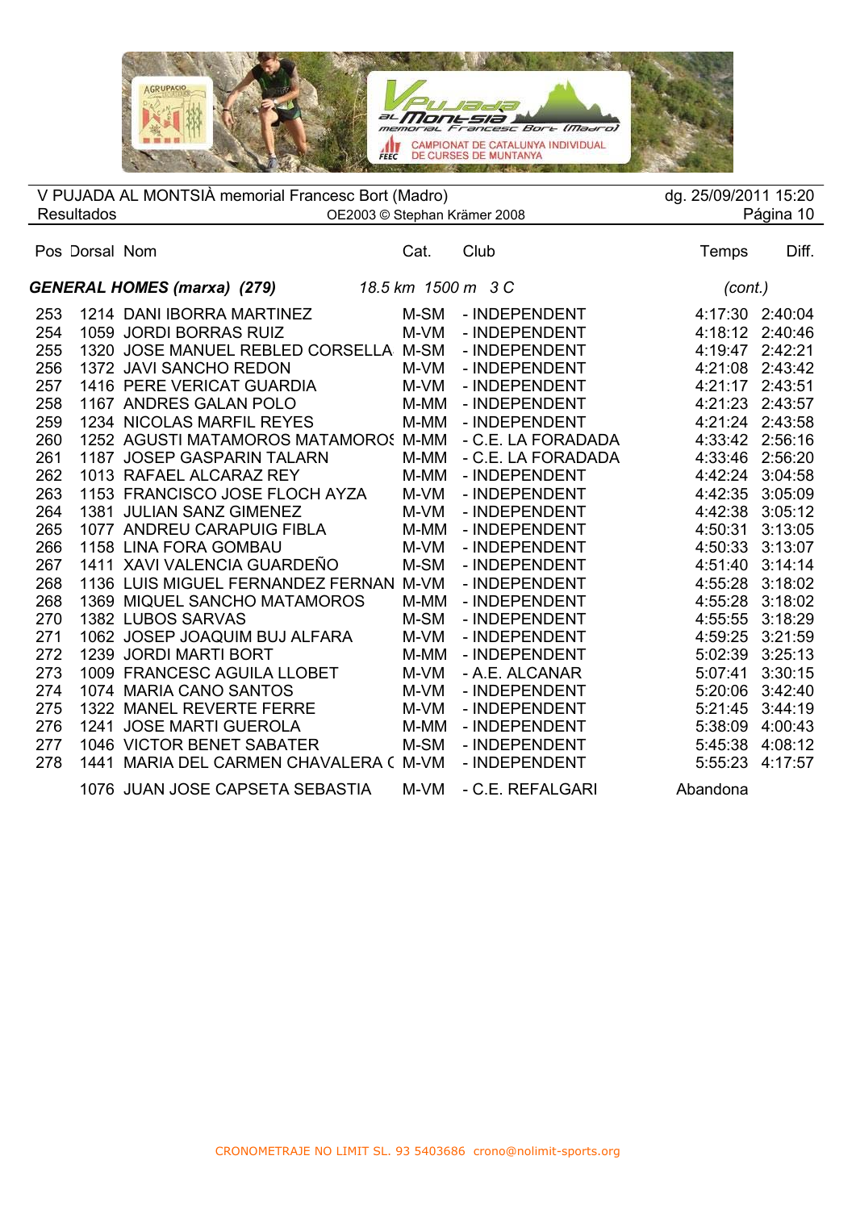V PUJADA AL MONTSIÀ memorial Francesc Bort (Madro) — dg. 25/09/2011 15:20

Resultados — OE2003 © Stephan Krämer 2008

### *GENERAL HOMES (marxa) (279)* — *18.5 km 1500 m 3 C* — *(cont.)*

| Pos | Dorsal | Nom | Cat. | Club | Temps | Diff. |
|---|---|---|---|---|---|---|
| 253 | 1214 | DANI IBORRA MARTINEZ | M-SM | - INDEPENDENT | 4:17:30 | 2:40:04 |
| 254 | 1059 | JORDI BORRAS RUIZ | M-VM | - INDEPENDENT | 4:18:12 | 2:40:46 |
| 255 | 1320 | JOSE MANUEL REBLED CORSELLA | M-SM | - INDEPENDENT | 4:19:47 | 2:42:21 |
| 256 | 1372 | JAVI SANCHO REDON | M-VM | - INDEPENDENT | 4:21:08 | 2:43:42 |
| 257 | 1416 | PERE VERICAT GUARDIA | M-VM | - INDEPENDENT | 4:21:17 | 2:43:51 |
| 258 | 1167 | ANDRES GALAN POLO | M-MM | - INDEPENDENT | 4:21:23 | 2:43:57 |
| 259 | 1234 | NICOLAS MARFIL REYES | M-MM | - INDEPENDENT | 4:21:24 | 2:43:58 |
| 260 | 1252 | AGUSTI MATAMOROS MATAMOROS | M-MM | - C.E. LA FORADADA | 4:33:42 | 2:56:16 |
| 261 | 1187 | JOSEP GASPARIN TALARN | M-MM | - C.E. LA FORADADA | 4:33:46 | 2:56:20 |
| 262 | 1013 | RAFAEL ALCARAZ REY | M-MM | - INDEPENDENT | 4:42:24 | 3:04:58 |
| 263 | 1153 | FRANCISCO JOSE FLOCH AYZA | M-VM | - INDEPENDENT | 4:42:35 | 3:05:09 |
| 264 | 1381 | JULIAN SANZ GIMENEZ | M-VM | - INDEPENDENT | 4:42:38 | 3:05:12 |
| 265 | 1077 | ANDREU CARAPUIG FIBLA | M-MM | - INDEPENDENT | 4:50:31 | 3:13:05 |
| 266 | 1158 | LINA FORA GOMBAU | M-VM | - INDEPENDENT | 4:50:33 | 3:13:07 |
| 267 | 1411 | XAVI VALENCIA GUARDEÑO | M-SM | - INDEPENDENT | 4:51:40 | 3:14:14 |
| 268 | 1136 | LUIS MIGUEL FERNANDEZ FERNAN | M-VM | - INDEPENDENT | 4:55:28 | 3:18:02 |
| 268 | 1369 | MIQUEL SANCHO MATAMOROS | M-MM | - INDEPENDENT | 4:55:28 | 3:18:02 |
| 270 | 1382 | LUBOS SARVAS | M-SM | - INDEPENDENT | 4:55:55 | 3:18:29 |
| 271 | 1062 | JOSEP JOAQUIM BUJ ALFARA | M-VM | - INDEPENDENT | 4:59:25 | 3:21:59 |
| 272 | 1239 | JORDI MARTI BORT | M-MM | - INDEPENDENT | 5:02:39 | 3:25:13 |
| 273 | 1009 | FRANCESC AGUILA LLOBET | M-VM | - A.E. ALCANAR | 5:07:41 | 3:30:15 |
| 274 | 1074 | MARIA CANO SANTOS | M-VM | - INDEPENDENT | 5:20:06 | 3:42:40 |
| 275 | 1322 | MANEL REVERTE FERRE | M-VM | - INDEPENDENT | 5:21:45 | 3:44:19 |
| 276 | 1241 | JOSE MARTI GUEROLA | M-MM | - INDEPENDENT | 5:38:09 | 4:00:43 |
| 277 | 1046 | VICTOR BENET SABATER | M-SM | - INDEPENDENT | 5:45:38 | 4:08:12 |
| 278 | 1441 | MARIA DEL CARMEN CHAVALERA ( | M-VM | - INDEPENDENT | 5:55:23 | 4:17:57 |
| | 1076 | JUAN JOSE CAPSETA SEBASTIA | M-VM | - C.E. REFALGARI | Abandona | |

CRONOMETRAJE NO LIMIT SL. 93 5403686 crono@nolimit-sports.org